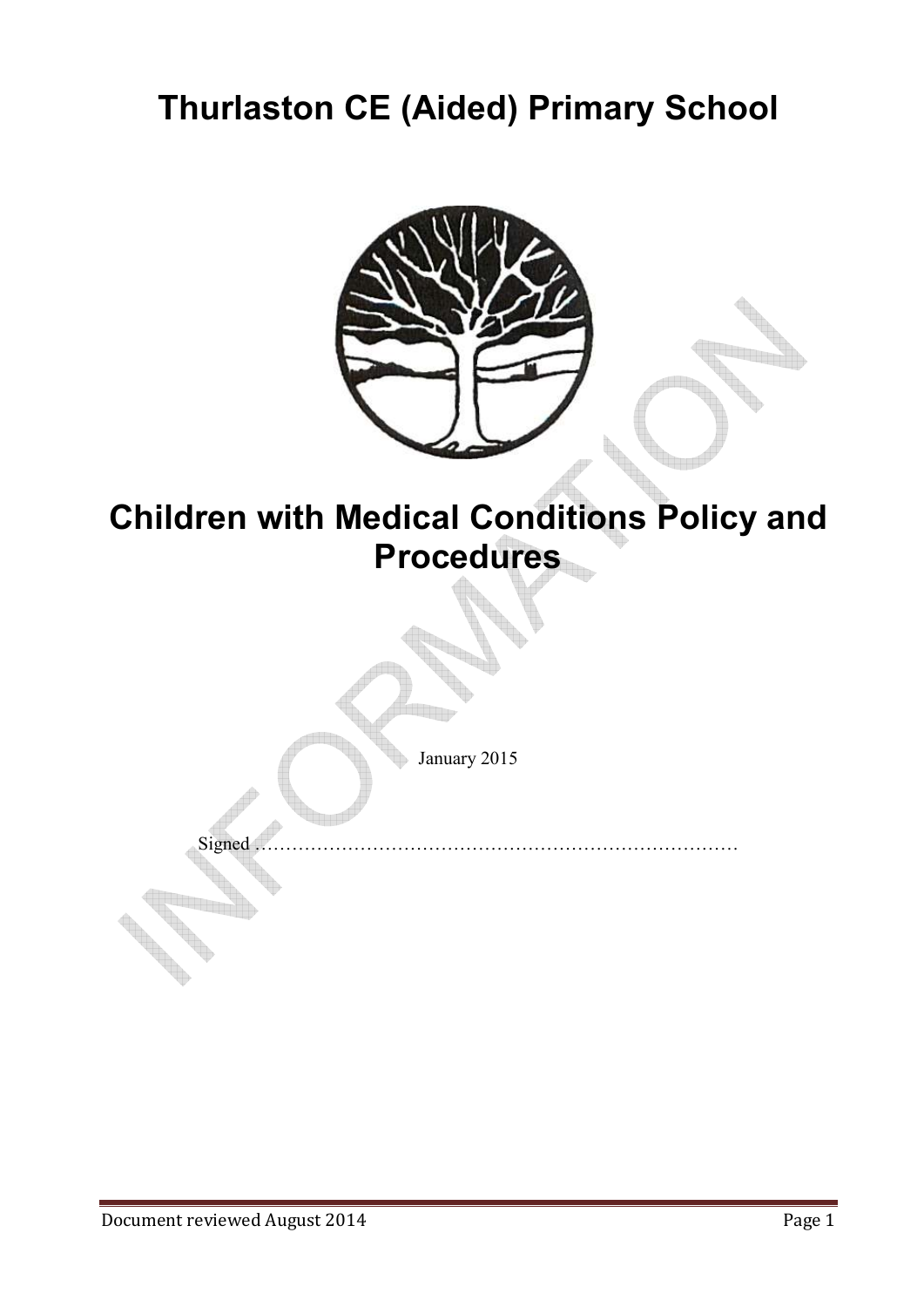# Thurlaston CE (Aided) Primary School

# Children with Medical Conditions Policy and Procedures

January 2015

Signed ……………………………………………………………………

Document reviewed August 2014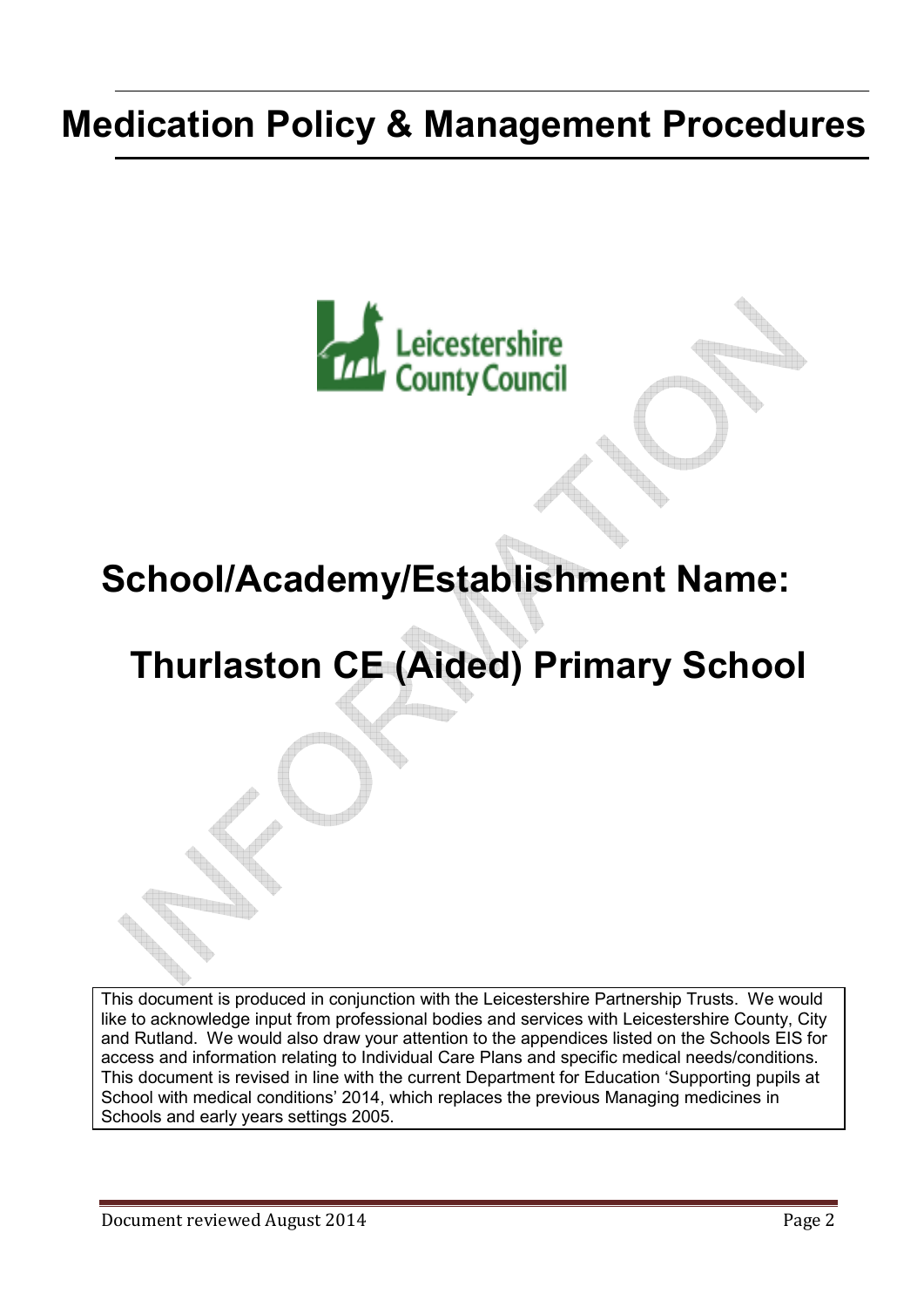# Medication Policy & Management Procedures

Leicestershire County Council

## School/Academy/Establishment Name:

## Thurlaston CE (Aided) Primary School

This document is produced in conjunction with the Leicestershire Partnership Trusts. We would like to acknowledge input from professional bodies and services with Leicestershire County, City and Rutland. We would also draw your attention to the appendices listed on the Schools EIS for access and information relating to Individual Care Plans and specific medical needs/conditions. This document is revised in line with the current Department for Education 'Supporting pupils at School with medical conditions' 2014, which replaces the previous Managing medicines in Schools and early years settings 2005.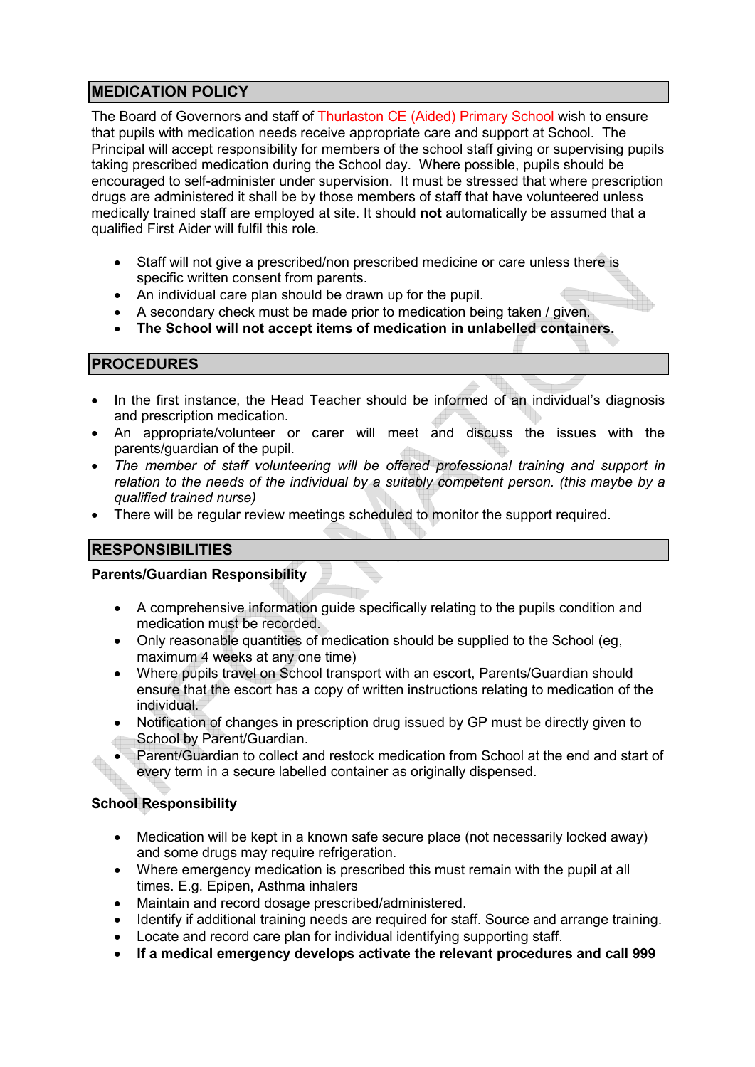## MEDICATION POLICY

The Board of Governors and staff of Thurlaston CE (Aided) Primary School wish to ensure that pupils with medication needs receive appropriate care and support at School. The Principal will accept responsibility for members of the school staff giving or supervising pupils taking prescribed medication during the School day. Where possible, pupils should be encouraged to self-administer under supervision. It must be stressed that where prescription drugs are administered it shall be by those members of staff that have volunteered unless medically trained staff are employed at site. It should **not** automatically be assumed that a qualified First Aider will fulfil this role.

- Staff will not give a prescribed/non prescribed medicine or care unless there is specific written consent from parents.
- An individual care plan should be drawn up for the pupil.
- A secondary check must be made prior to medication being taken / given.
- **The School will not accept items of medication in unlabelled containers.**

## PROCEDURES

- In the first instance, the Head Teacher should be informed of an individual's diagnosis and prescription medication.
- An appropriate/volunteer or carer will meet and discuss the issues with the parents/guardian of the pupil.
- *The member of staff volunteering will be offered professional training and support in relation to the needs of the individual by a suitably competent person. (this maybe by a qualified trained nurse)*
- There will be regular review meetings scheduled to monitor the support required.

## RESPONSIBILITIES

### Parents/Guardian Responsibility

- A comprehensive information guide specifically relating to the pupils condition and medication must be recorded.
- Only reasonable quantities of medication should be supplied to the School (eg, maximum 4 weeks at any one time)
- Where pupils travel on School transport with an escort, Parents/Guardian should ensure that the escort has a copy of written instructions relating to medication of the individual.
- Notification of changes in prescription drug issued by GP must be directly given to School by Parent/Guardian.
- Parent/Guardian to collect and restock medication from School at the end and start of every term in a secure labelled container as originally dispensed.

### School Responsibility

- Medication will be kept in a known safe secure place (not necessarily locked away) and some drugs may require refrigeration.
- Where emergency medication is prescribed this must remain with the pupil at all times. E.g. Epipen, Asthma inhalers
- Maintain and record dosage prescribed/administered.
- Identify if additional training needs are required for staff. Source and arrange training.
- Locate and record care plan for individual identifying supporting staff.
- **If a medical emergency develops activate the relevant procedures and call 999**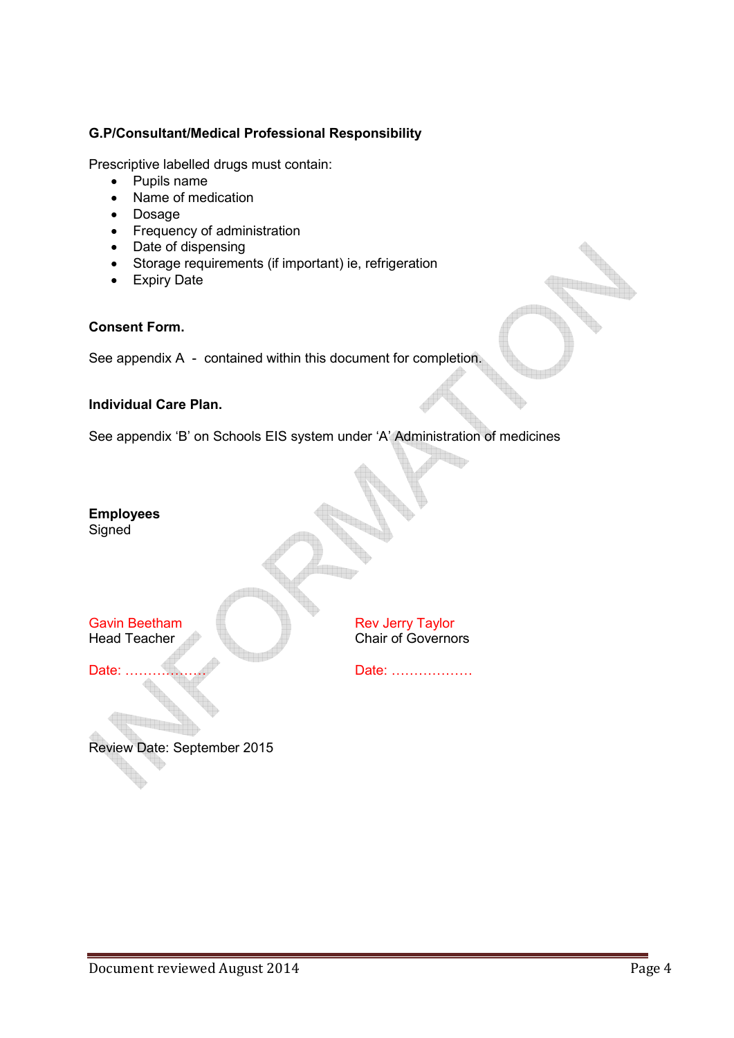**G.P/Consultant/Medical Professional Responsibility**

Prescriptive labelled drugs must contain:

- Pupils name
- Name of medication
- Dosage
- Frequency of administration
- Date of dispensing
- Storage requirements (if important) ie, refrigeration
- Expiry Date

**Consent Form.**

See appendix A - contained within this document for completion.

**Individual Care Plan.**

See appendix 'B' on Schools EIS system under 'A' Administration of medicines

**Employees**
Signed

| | |
|---|---|
| Gavin Beetham | Rev Jerry Taylor |
| Head Teacher | Chair of Governors |
| Date: ……………… | Date: ……………… |

Review Date: September 2015

Document reviewed August 2014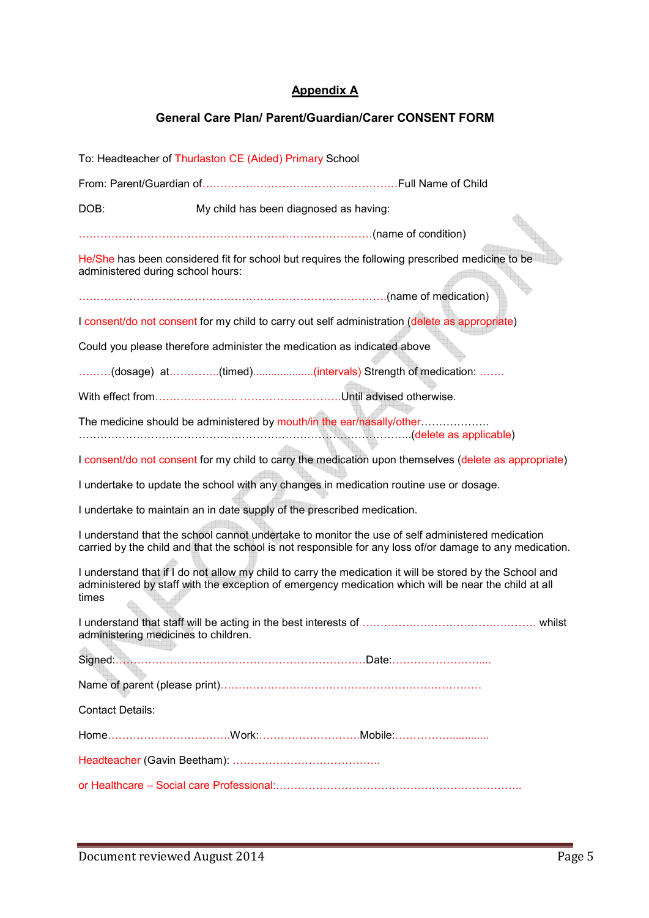## Appendix A

### General Care Plan/ Parent/Guardian/Carer CONSENT FORM

To: Headteacher of Thurlaston CE (Aided) Primary School

From: Parent/Guardian of……………………………………………….Full Name of Child

DOB: My child has been diagnosed as having:

……………………………………………………………………….(name of condition)

He/She has been considered fit for school but requires the following prescribed medicine to be administered during school hours:

…………………………………………………………………………..(name of medication)

I consent/do not consent for my child to carry out self administration (delete as appropriate)

Could you please therefore administer the medication as indicated above

………(dosage) at…………..(timed)...................(intervals) Strength of medication: …….

With effect from………………….. ……………………….Until advised otherwise.

The medicine should be administered by mouth/in the ear/nasally/other……………….. ………………………………………………………………………………..(delete as applicable)

I consent/do not consent for my child to carry the medication upon themselves (delete as appropriate)

I undertake to update the school with any changes in medication routine use or dosage.

I undertake to maintain an in date supply of the prescribed medication.

I understand that the school cannot undertake to monitor the use of self administered medication carried by the child and that the school is not responsible for any loss of/or damage to any medication.

I understand that if I do not allow my child to carry the medication it will be stored by the School and administered by staff with the exception of emergency medication which will be near the child at all times

I understand that staff will be acting in the best interests of …………………………………………. whilst administering medicines to children.

Signed:…………………………………………………………….Date:……………………....

Name of parent (please print)……………………………………………………………….

Contact Details:

Home……………………………Work:……………………….Mobile:…………….............

Headteacher (Gavin Beetham): …………………………………..

or Healthcare – Social care Professional:…………………………………………………………..

Document reviewed August 2014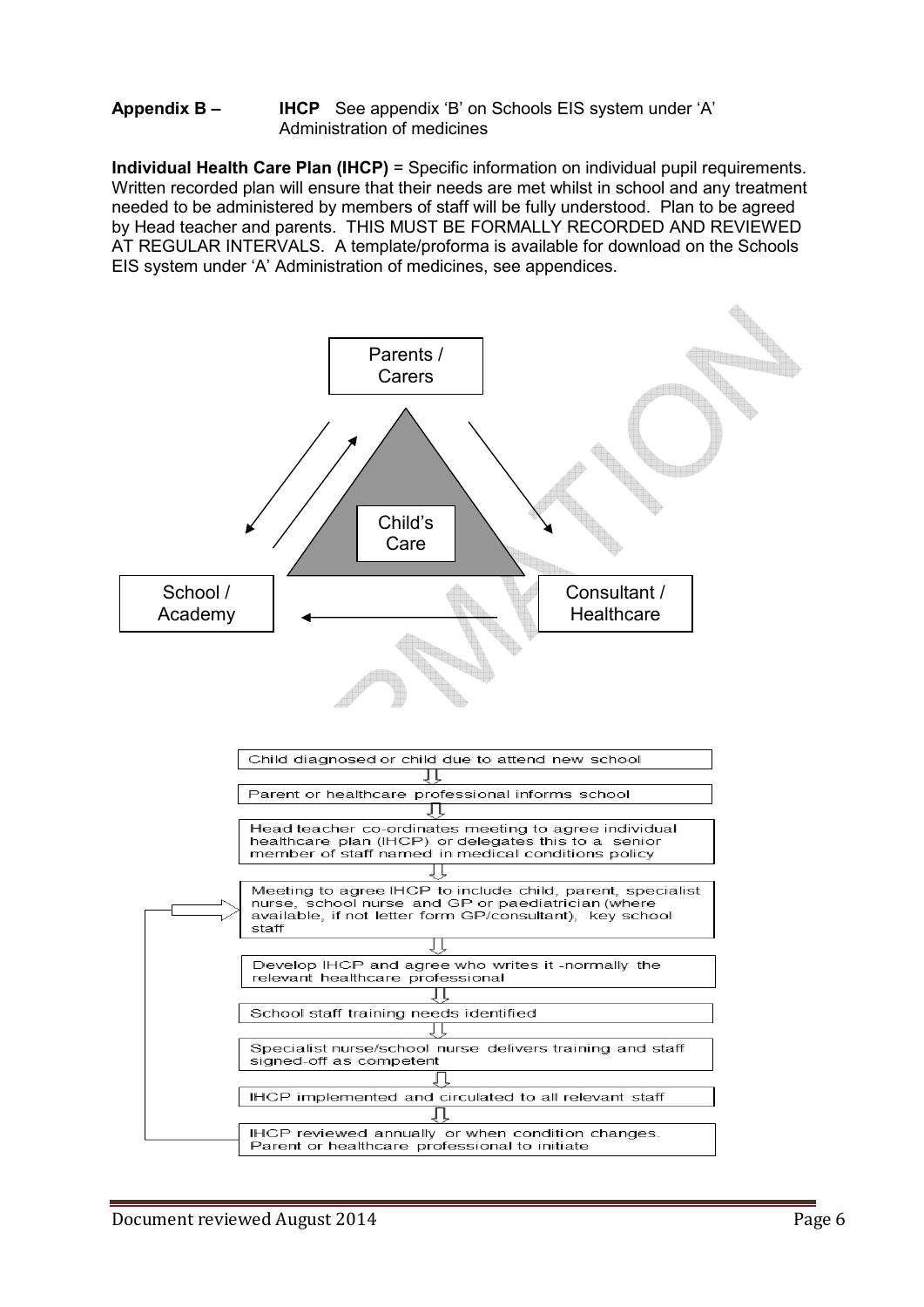**Appendix B –** **IHCP** See appendix 'B' on Schools EIS system under 'A' Administration of medicines

**Individual Health Care Plan (IHCP)** = Specific information on individual pupil requirements. Written recorded plan will ensure that their needs are met whilst in school and any treatment needed to be administered by members of staff will be fully understood. Plan to be agreed by Head teacher and parents. THIS MUST BE FORMALLY RECORDED AND REVIEWED AT REGULAR INTERVALS. A template/proforma is available for download on the Schools EIS system under 'A' Administration of medicines, see appendices.

Parents / Carers

Child's Care

School / Academy

Consultant / Healthcare

Child diagnosed or child due to attend new school

↓

Parent or healthcare professional informs school

↓

Head teacher co-ordinates meeting to agree individual healthcare plan (IHCP) or delegates this to a senior member of staff named in medical conditions policy

↓

Meeting to agree IHCP to include child, parent, specialist nurse, school nurse and GP or paediatrician (where available, if not letter form GP/consultant), key school staff

↓

Develop IHCP and agree who writes it -normally the relevant healthcare professional

↓

School staff training needs identified

↓

Specialist nurse/school nurse delivers training and staff signed-off as competent

↓

IHCP implemented and circulated to all relevant staff

↓

IHCP reviewed annually or when condition changes. Parent or healthcare professional to initiate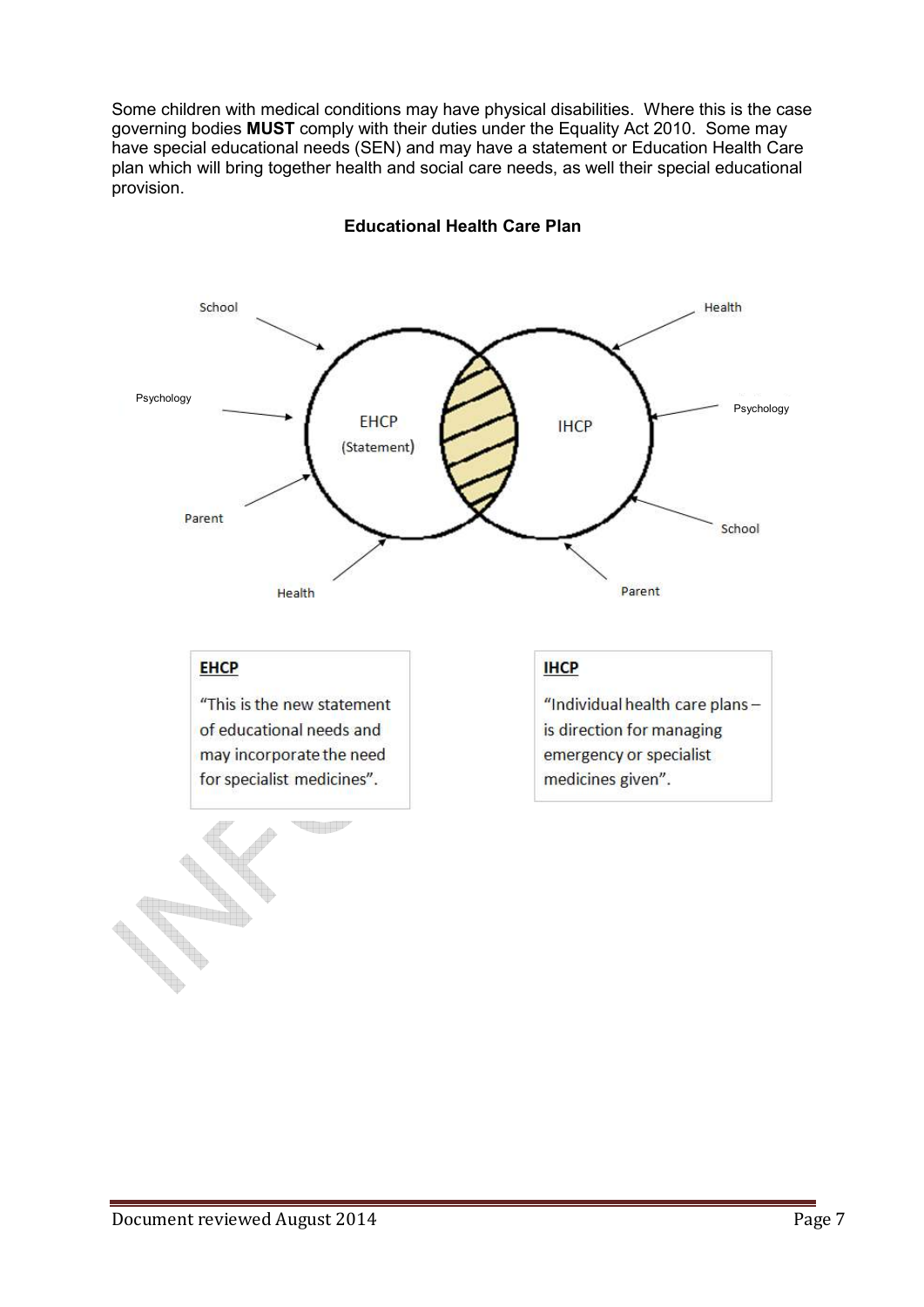Some children with medical conditions may have physical disabilities. Where this is the case governing bodies **MUST** comply with their duties under the Equality Act 2010. Some may have special educational needs (SEN) and may have a statement or Education Health Care plan which will bring together health and social care needs, as well their special educational provision.

**Educational Health Care Plan**

School

Health

Psychology

EHCP

(Statement)

IHCP

Psychology

Parent

School

Health

Parent

**EHCP**

"This is the new statement of educational needs and may incorporate the need for specialist medicines".

**IHCP**

"Individual health care plans – is direction for managing emergency or specialist medicines given".

Document reviewed August 2014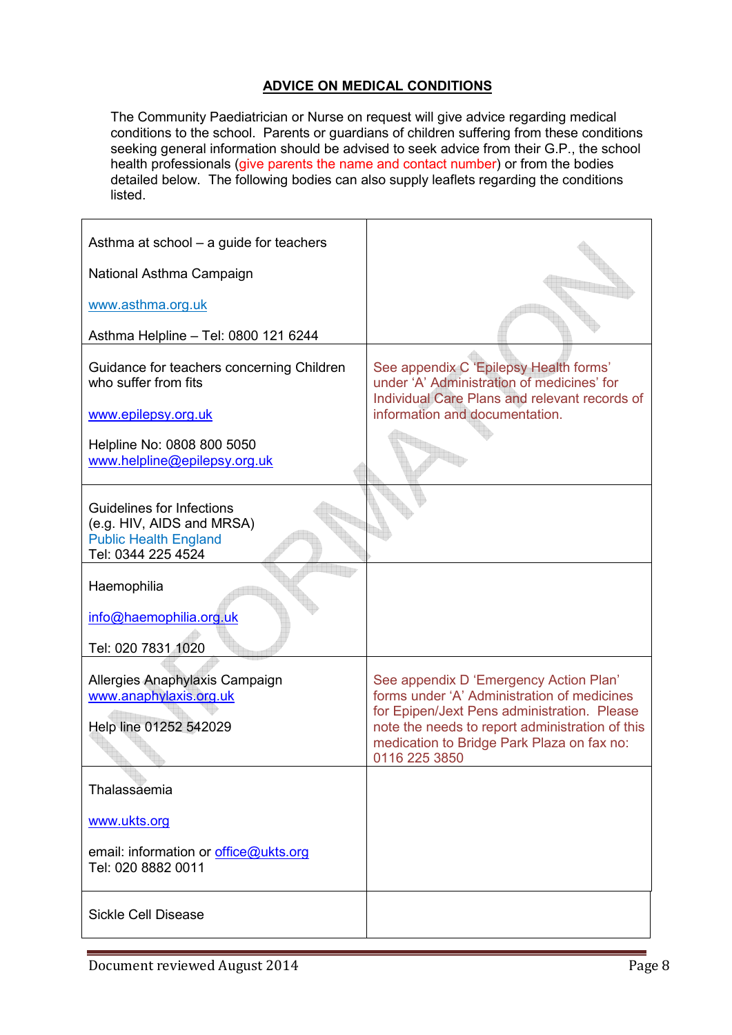## ADVICE ON MEDICAL CONDITIONS

The Community Paediatrician or Nurse on request will give advice regarding medical conditions to the school. Parents or guardians of children suffering from these conditions seeking general information should be advised to seek advice from their G.P., the school health professionals (give parents the name and contact number) or from the bodies detailed below. The following bodies can also supply leaflets regarding the conditions listed.

| | |
|---|---|
| Asthma at school – a guide for teachers<br><br>National Asthma Campaign<br><br>www.asthma.org.uk<br><br>Asthma Helpline – Tel: 0800 121 6244 | |
| Guidance for teachers concerning Children who suffer from fits<br><br>www.epilepsy.org.uk<br><br>Helpline No: 0808 800 5050<br>www.helpline@epilepsy.org.uk | See appendix C 'Epilepsy Health forms' under 'A' Administration of medicines' for Individual Care Plans and relevant records of information and documentation. |
| Guidelines for Infections<br>(e.g. HIV, AIDS and MRSA)<br>Public Health England<br>Tel: 0344 225 4524 | |
| Haemophilia<br><br>info@haemophilia.org.uk<br><br>Tel: 020 7831 1020 | |
| Allergies Anaphylaxis Campaign<br>www.anaphylaxis.org.uk<br><br>Help line 01252 542029 | See appendix D 'Emergency Action Plan' forms under 'A' Administration of medicines for Epipen/Jext Pens administration. Please note the needs to report administration of this medication to Bridge Park Plaza on fax no: 0116 225 3850 |
| Thalassaemia<br><br>www.ukts.org<br><br>email: information or office@ukts.org<br>Tel: 020 8882 0011 | |
| Sickle Cell Disease | |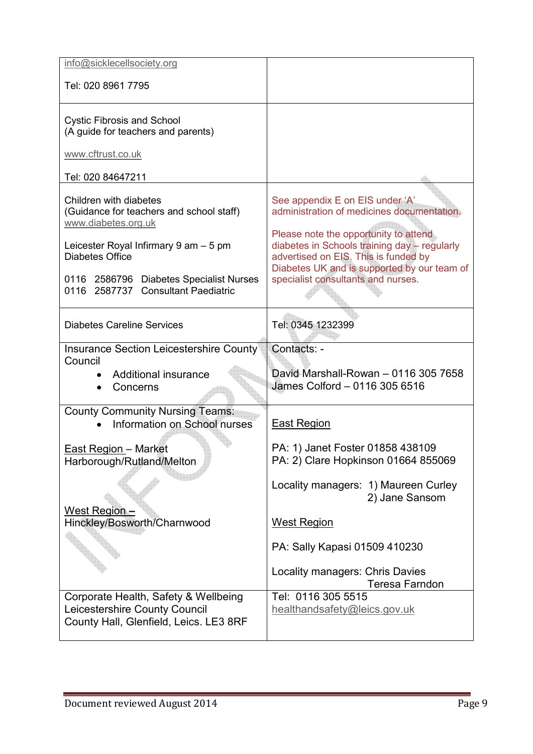| | |
|---|---|
| info@sicklecellsociety.org<br><br>Tel: 020 8961 7795 | |
| Cystic Fibrosis and School<br>(A guide for teachers and parents)<br><br>www.cftrust.co.uk<br><br>Tel: 020 84647211 | |
| Children with diabetes<br>(Guidance for teachers and school staff)<br>www.diabetes.org.uk<br><br>Leicester Royal Infirmary 9 am – 5 pm<br>Diabetes Office<br><br>0116 2586796 Diabetes Specialist Nurses<br>0116 2587737 Consultant Paediatric | See appendix E on EIS under 'A' administration of medicines documentation.<br><br>Please note the opportunity to attend diabetes in Schools training day – regularly advertised on EIS. This is funded by Diabetes UK and is supported by our team of specialist consultants and nurses. |
| Diabetes Careline Services | Tel: 0345 1232399 |
| Insurance Section Leicestershire County Council<br>• Additional insurance<br>• Concerns | Contacts: -<br><br>David Marshall-Rowan – 0116 305 7658<br>James Colford – 0116 305 6516 |
| County Community Nursing Teams:<br>• Information on School nurses<br><br>East Region – Market Harborough/Rutland/Melton<br><br>West Region – Hinckley/Bosworth/Charnwood | East Region<br><br>PA: 1) Janet Foster 01858 438109<br>PA: 2) Clare Hopkinson 01664 855069<br><br>Locality managers: 1) Maureen Curley<br>2) Jane Sansom<br><br>West Region<br><br>PA: Sally Kapasi 01509 410230<br><br>Locality managers: Chris Davies<br>Teresa Farndon |
| Corporate Health, Safety & Wellbeing<br>Leicestershire County Council<br>County Hall, Glenfield, Leics. LE3 8RF | Tel: 0116 305 5515<br>healthandsafety@leics.gov.uk |

Document reviewed August 2014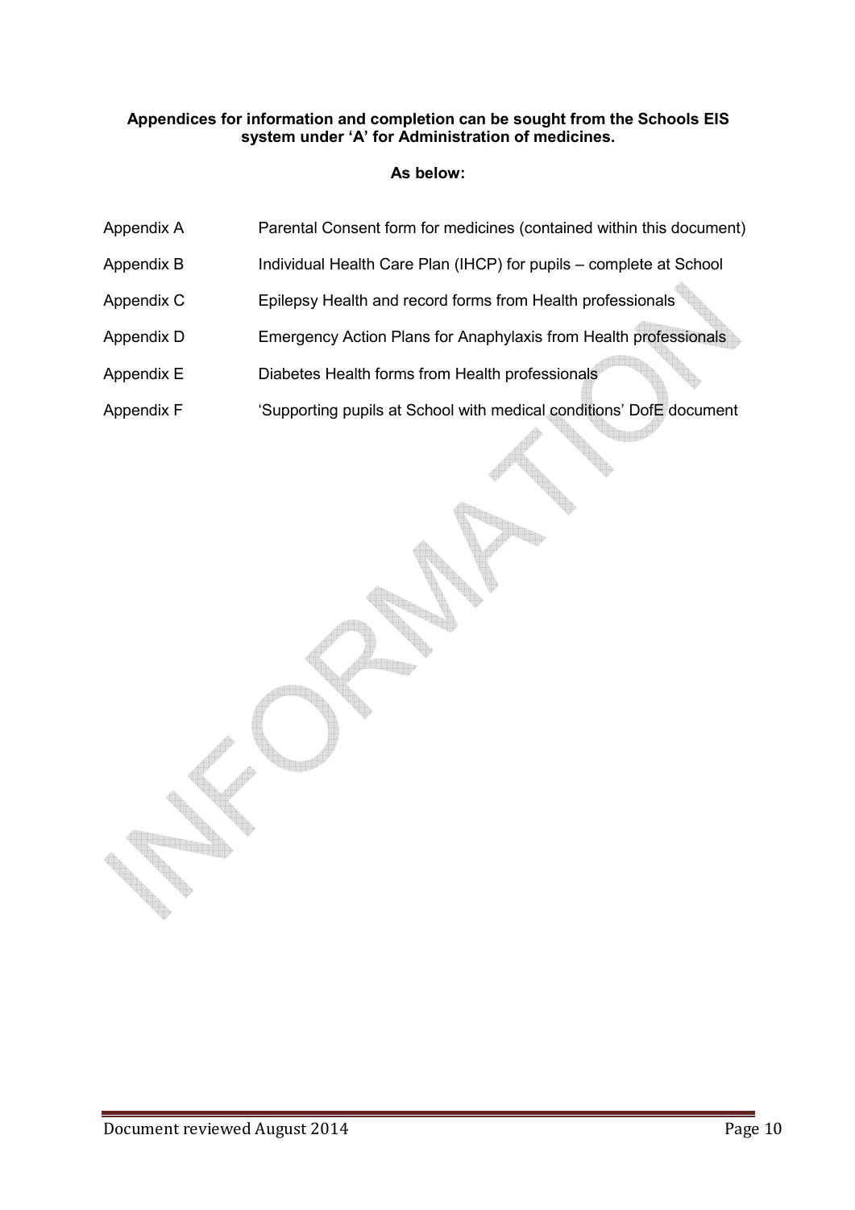**Appendices for information and completion can be sought from the Schools EIS system under 'A' for Administration of medicines.**

**As below:**

| | |
|---|---|
| Appendix A | Parental Consent form for medicines (contained within this document) |
| Appendix B | Individual Health Care Plan (IHCP) for pupils – complete at School |
| Appendix C | Epilepsy Health and record forms from Health professionals |
| Appendix D | Emergency Action Plans for Anaphylaxis from Health professionals |
| Appendix E | Diabetes Health forms from Health professionals |
| Appendix F | 'Supporting pupils at School with medical conditions' DofE document |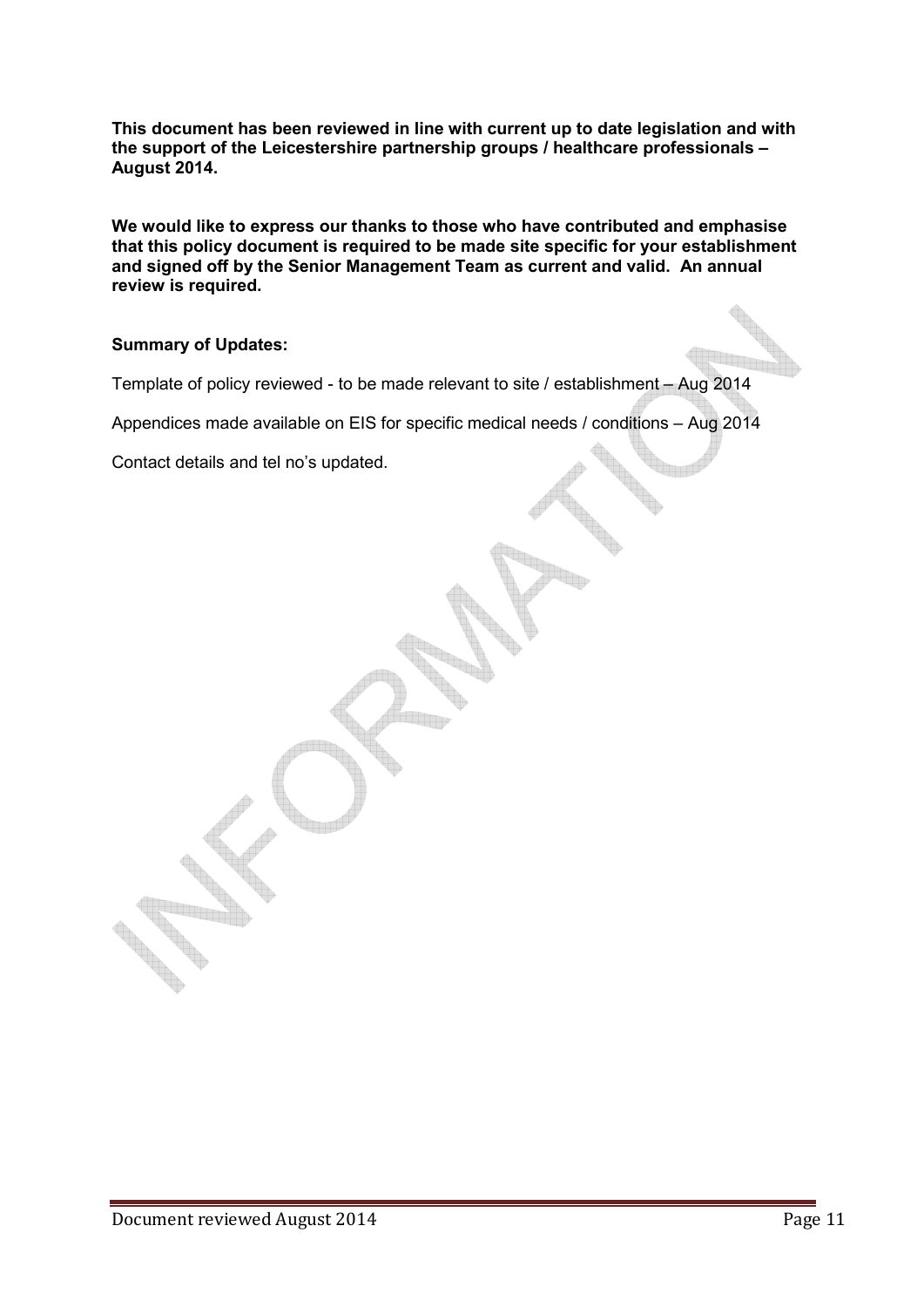**This document has been reviewed in line with current up to date legislation and with the support of the Leicestershire partnership groups / healthcare professionals – August 2014.**

**We would like to express our thanks to those who have contributed and emphasise that this policy document is required to be made site specific for your establishment and signed off by the Senior Management Team as current and valid. An annual review is required.**

**Summary of Updates:**

Template of policy reviewed - to be made relevant to site / establishment – Aug 2014

Appendices made available on EIS for specific medical needs / conditions – Aug 2014

Contact details and tel no's updated.